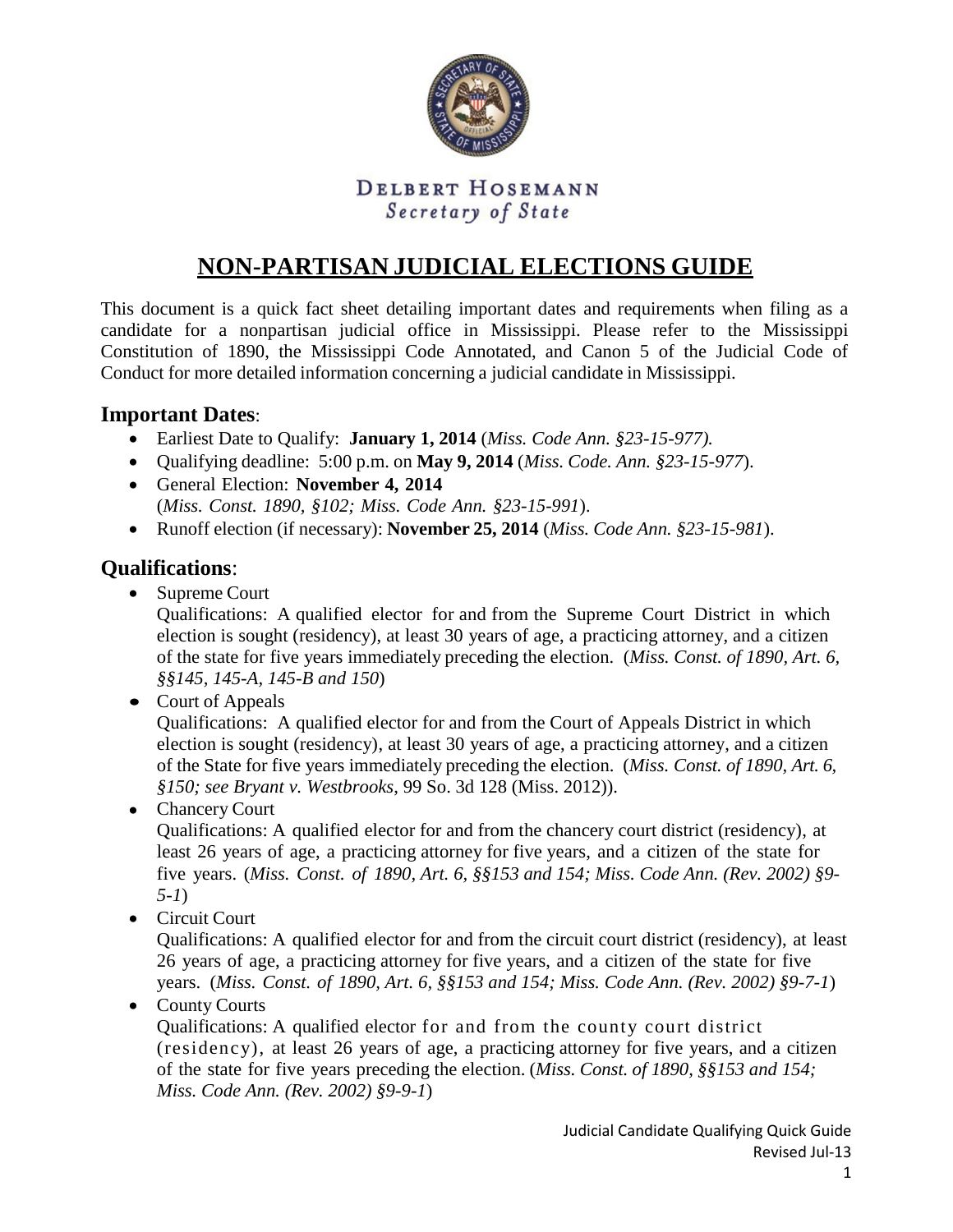DELBERT HOSEMANN
*Secretary of State*

# NON-PARTISAN JUDICIAL ELECTIONS GUIDE

This document is a quick fact sheet detailing important dates and requirements when filing as a candidate for a nonpartisan judicial office in Mississippi. Please refer to the Mississippi Constitution of 1890, the Mississippi Code Annotated, and Canon 5 of the Judicial Code of Conduct for more detailed information concerning a judicial candidate in Mississippi.

## Important Dates:

- Earliest Date to Qualify: **January 1, 2014** (*Miss. Code Ann. §23-15-977).*
- Qualifying deadline: 5:00 p.m. on **May 9, 2014** (*Miss. Code. Ann. §23-15-977*).
- General Election: **November 4, 2014**
  (*Miss. Const. 1890, §102; Miss. Code Ann. §23-15-991*).
- Runoff election (if necessary): **November 25, 2014** (*Miss. Code Ann. §23-15-981*).

## Qualifications:

- Supreme Court
  Qualifications: A qualified elector for and from the Supreme Court District in which election is sought (residency), at least 30 years of age, a practicing attorney, and a citizen of the state for five years immediately preceding the election. (*Miss. Const. of 1890, Art. 6, §§145, 145-A, 145-B and 150*)
- Court of Appeals
  Qualifications: A qualified elector for and from the Court of Appeals District in which election is sought (residency), at least 30 years of age, a practicing attorney, and a citizen of the State for five years immediately preceding the election. (*Miss. Const. of 1890, Art. 6, §150; see Bryant v. Westbrooks*, 99 So. 3d 128 (Miss. 2012)).
- Chancery Court
  Qualifications: A qualified elector for and from the chancery court district (residency), at least 26 years of age, a practicing attorney for five years, and a citizen of the state for five years. (*Miss. Const. of 1890, Art. 6, §§153 and 154; Miss. Code Ann. (Rev. 2002) §9-5-1*)
- Circuit Court
  Qualifications: A qualified elector for and from the circuit court district (residency), at least 26 years of age, a practicing attorney for five years, and a citizen of the state for five years. (*Miss. Const. of 1890, Art. 6, §§153 and 154; Miss. Code Ann. (Rev. 2002) §9-7-1*)
- County Courts
  Qualifications: A qualified elector for and from the county court district (residency), at least 26 years of age, a practicing attorney for five years, and a citizen of the state for five years preceding the election. (*Miss. Const. of 1890, §§153 and 154; Miss. Code Ann. (Rev. 2002) §9-9-1*)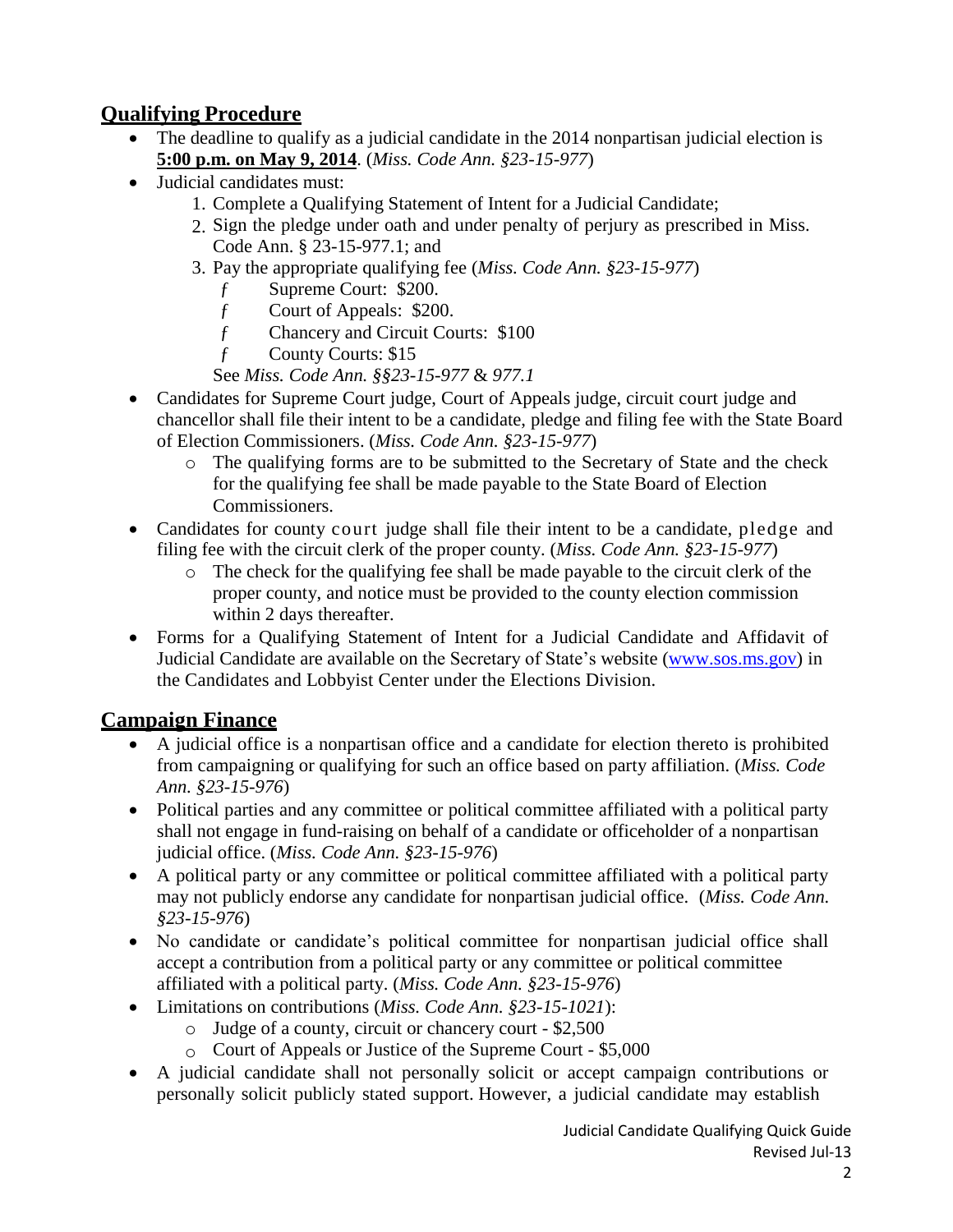## Qualifying Procedure

- The deadline to qualify as a judicial candidate in the 2014 nonpartisan judicial election is **5:00 p.m. on May 9, 2014**. (*Miss. Code Ann. §23-15-977*)
- Judicial candidates must:
  1. Complete a Qualifying Statement of Intent for a Judicial Candidate;
  2. Sign the pledge under oath and under penalty of perjury as prescribed in Miss. Code Ann. § 23-15-977.1; and
  3. Pay the appropriate qualifying fee (*Miss. Code Ann. §23-15-977*)
     - Supreme Court: $200.
     - Court of Appeals: $200.
     - Chancery and Circuit Courts: $100
     - County Courts: $15

     See *Miss. Code Ann. §§23-15-977 & 977.1*
- Candidates for Supreme Court judge, Court of Appeals judge, circuit court judge and chancellor shall file their intent to be a candidate, pledge and filing fee with the State Board of Election Commissioners. (*Miss. Code Ann. §23-15-977*)
  - The qualifying forms are to be submitted to the Secretary of State and the check for the qualifying fee shall be made payable to the State Board of Election Commissioners.
- Candidates for county court judge shall file their intent to be a candidate, pledge and filing fee with the circuit clerk of the proper county. (*Miss. Code Ann. §23-15-977*)
  - The check for the qualifying fee shall be made payable to the circuit clerk of the proper county, and notice must be provided to the county election commission within 2 days thereafter.
- Forms for a Qualifying Statement of Intent for a Judicial Candidate and Affidavit of Judicial Candidate are available on the Secretary of State's website (www.sos.ms.gov) in the Candidates and Lobbyist Center under the Elections Division.

## Campaign Finance

- A judicial office is a nonpartisan office and a candidate for election thereto is prohibited from campaigning or qualifying for such an office based on party affiliation. (*Miss. Code Ann. §23-15-976*)
- Political parties and any committee or political committee affiliated with a political party shall not engage in fund-raising on behalf of a candidate or officeholder of a nonpartisan judicial office. (*Miss. Code Ann. §23-15-976*)
- A political party or any committee or political committee affiliated with a political party may not publicly endorse any candidate for nonpartisan judicial office. (*Miss. Code Ann. §23-15-976*)
- No candidate or candidate's political committee for nonpartisan judicial office shall accept a contribution from a political party or any committee or political committee affiliated with a political party. (*Miss. Code Ann. §23-15-976*)
- Limitations on contributions (*Miss. Code Ann. §23-15-1021*):
  - Judge of a county, circuit or chancery court - $2,500
  - Court of Appeals or Justice of the Supreme Court - $5,000
- A judicial candidate shall not personally solicit or accept campaign contributions or personally solicit publicly stated support. However, a judicial candidate may establish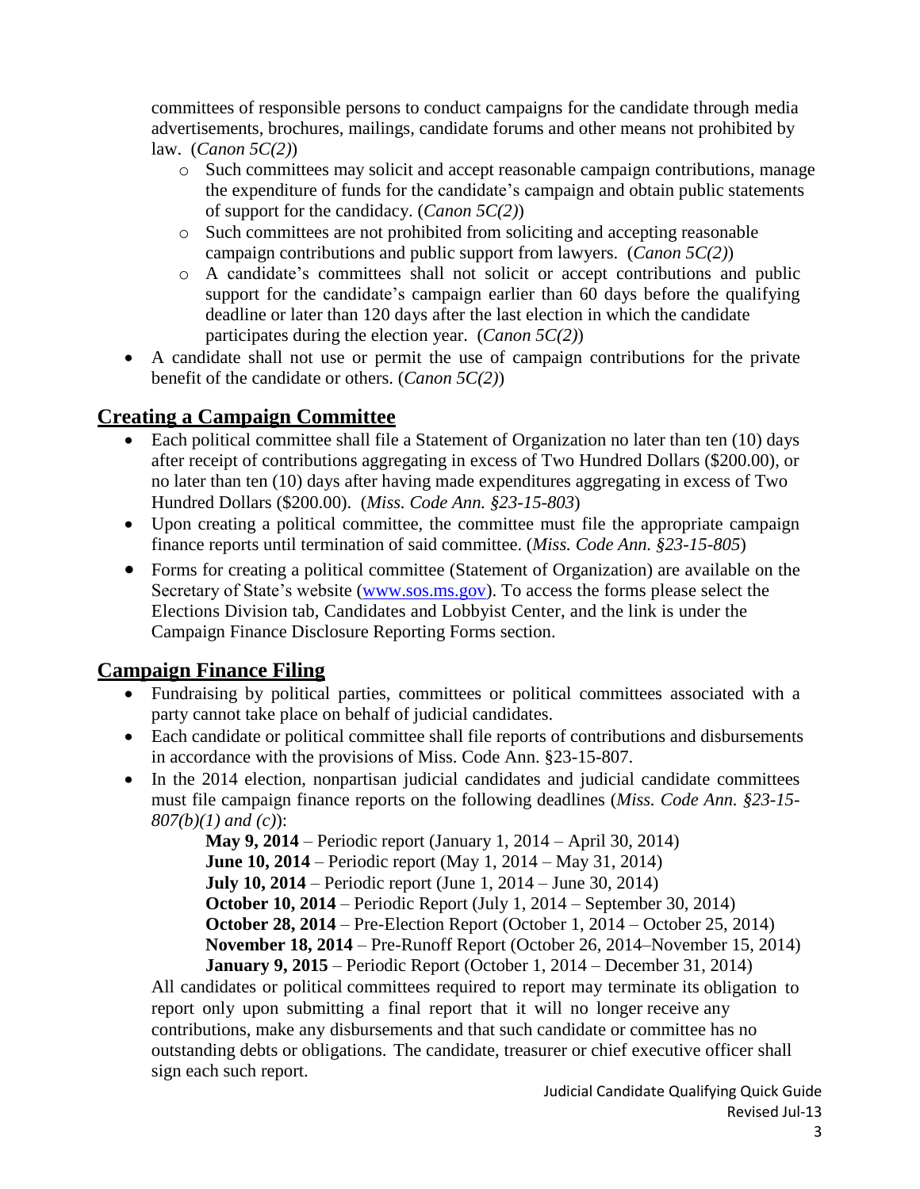committees of responsible persons to conduct campaigns for the candidate through media advertisements, brochures, mailings, candidate forums and other means not prohibited by law. (*Canon 5C(2)*)

  - Such committees may solicit and accept reasonable campaign contributions, manage the expenditure of funds for the candidate's campaign and obtain public statements of support for the candidacy. (*Canon 5C(2)*)
  - Such committees are not prohibited from soliciting and accepting reasonable campaign contributions and public support from lawyers. (*Canon 5C(2)*)
  - A candidate's committees shall not solicit or accept contributions and public support for the candidate's campaign earlier than 60 days before the qualifying deadline or later than 120 days after the last election in which the candidate participates during the election year. (*Canon 5C(2)*)

- A candidate shall not use or permit the use of campaign contributions for the private benefit of the candidate or others. (*Canon 5C(2)*)

## Creating a Campaign Committee

- Each political committee shall file a Statement of Organization no later than ten (10) days after receipt of contributions aggregating in excess of Two Hundred Dollars ($200.00), or no later than ten (10) days after having made expenditures aggregating in excess of Two Hundred Dollars ($200.00). (*Miss. Code Ann. §23-15-803*)
- Upon creating a political committee, the committee must file the appropriate campaign finance reports until termination of said committee. (*Miss. Code Ann. §23-15-805*)
- Forms for creating a political committee (Statement of Organization) are available on the Secretary of State's website (www.sos.ms.gov). To access the forms please select the Elections Division tab, Candidates and Lobbyist Center, and the link is under the Campaign Finance Disclosure Reporting Forms section.

## Campaign Finance Filing

- Fundraising by political parties, committees or political committees associated with a party cannot take place on behalf of judicial candidates.
- Each candidate or political committee shall file reports of contributions and disbursements in accordance with the provisions of Miss. Code Ann. §23-15-807.
- In the 2014 election, nonpartisan judicial candidates and judicial candidate committees must file campaign finance reports on the following deadlines (*Miss. Code Ann. §23-15-807(b)(1) and (c)*):

  **May 9, 2014** – Periodic report (January 1, 2014 – April 30, 2014)
  **June 10, 2014** – Periodic report (May 1, 2014 – May 31, 2014)
  **July 10, 2014** – Periodic report (June 1, 2014 – June 30, 2014)
  **October 10, 2014** – Periodic Report (July 1, 2014 – September 30, 2014)
  **October 28, 2014** – Pre-Election Report (October 1, 2014 – October 25, 2014)
  **November 18, 2014** – Pre-Runoff Report (October 26, 2014–November 15, 2014)
  **January 9, 2015** – Periodic Report (October 1, 2014 – December 31, 2014)

  All candidates or political committees required to report may terminate its obligation to report only upon submitting a final report that it will no longer receive any contributions, make any disbursements and that such candidate or committee has no outstanding debts or obligations. The candidate, treasurer or chief executive officer shall sign each such report.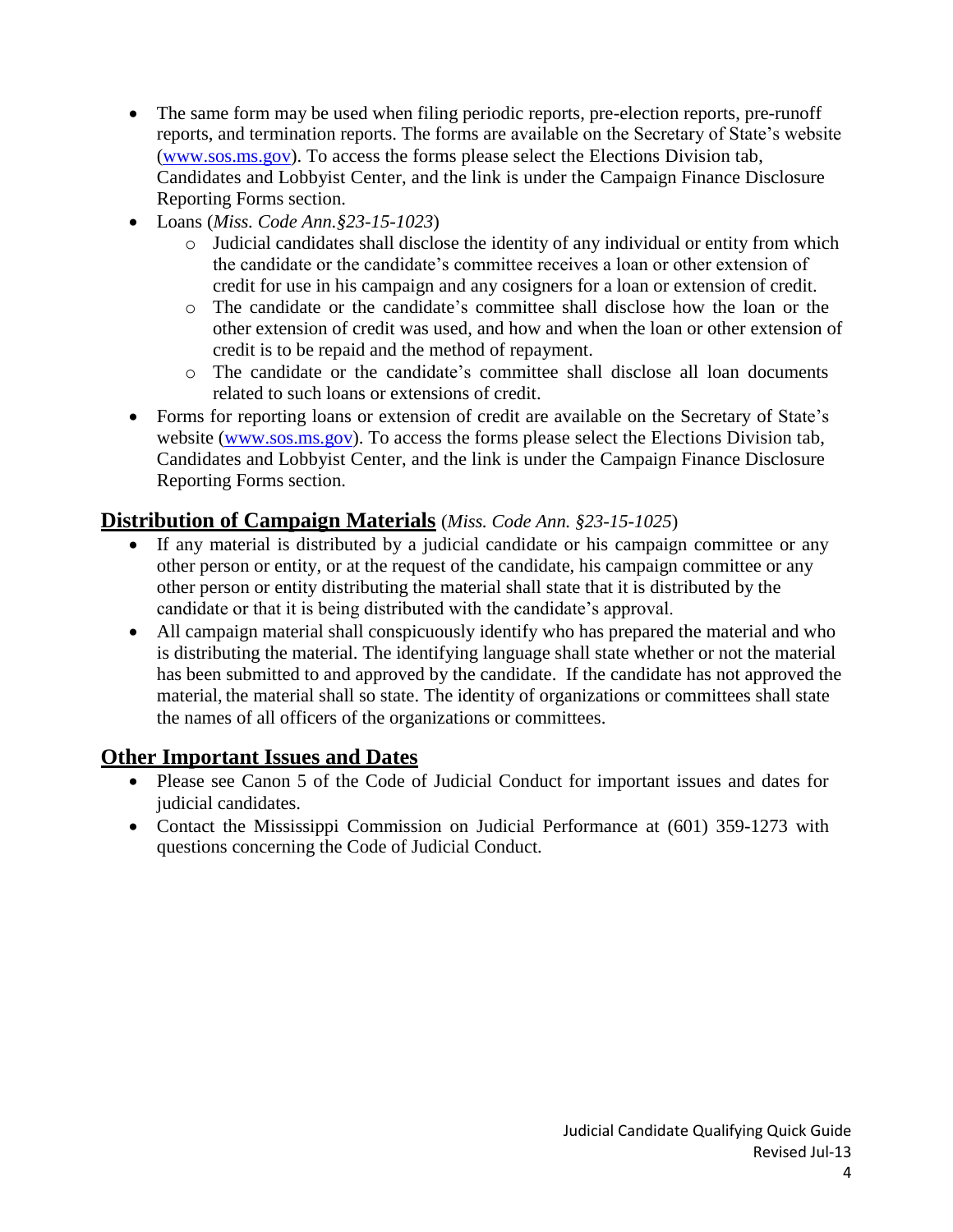- The same form may be used when filing periodic reports, pre-election reports, pre-runoff reports, and termination reports. The forms are available on the Secretary of State's website (www.sos.ms.gov). To access the forms please select the Elections Division tab, Candidates and Lobbyist Center, and the link is under the Campaign Finance Disclosure Reporting Forms section.
- Loans (*Miss. Code Ann.§23-15-1023*)
  - Judicial candidates shall disclose the identity of any individual or entity from which the candidate or the candidate's committee receives a loan or other extension of credit for use in his campaign and any cosigners for a loan or extension of credit.
  - The candidate or the candidate's committee shall disclose how the loan or the other extension of credit was used, and how and when the loan or other extension of credit is to be repaid and the method of repayment.
  - The candidate or the candidate's committee shall disclose all loan documents related to such loans or extensions of credit.
- Forms for reporting loans or extension of credit are available on the Secretary of State's website (www.sos.ms.gov). To access the forms please select the Elections Division tab, Candidates and Lobbyist Center, and the link is under the Campaign Finance Disclosure Reporting Forms section.

## Distribution of Campaign Materials (*Miss. Code Ann. §23-15-1025*)

- If any material is distributed by a judicial candidate or his campaign committee or any other person or entity, or at the request of the candidate, his campaign committee or any other person or entity distributing the material shall state that it is distributed by the candidate or that it is being distributed with the candidate's approval.
- All campaign material shall conspicuously identify who has prepared the material and who is distributing the material. The identifying language shall state whether or not the material has been submitted to and approved by the candidate. If the candidate has not approved the material, the material shall so state. The identity of organizations or committees shall state the names of all officers of the organizations or committees.

## Other Important Issues and Dates

- Please see Canon 5 of the Code of Judicial Conduct for important issues and dates for judicial candidates.
- Contact the Mississippi Commission on Judicial Performance at (601) 359-1273 with questions concerning the Code of Judicial Conduct.